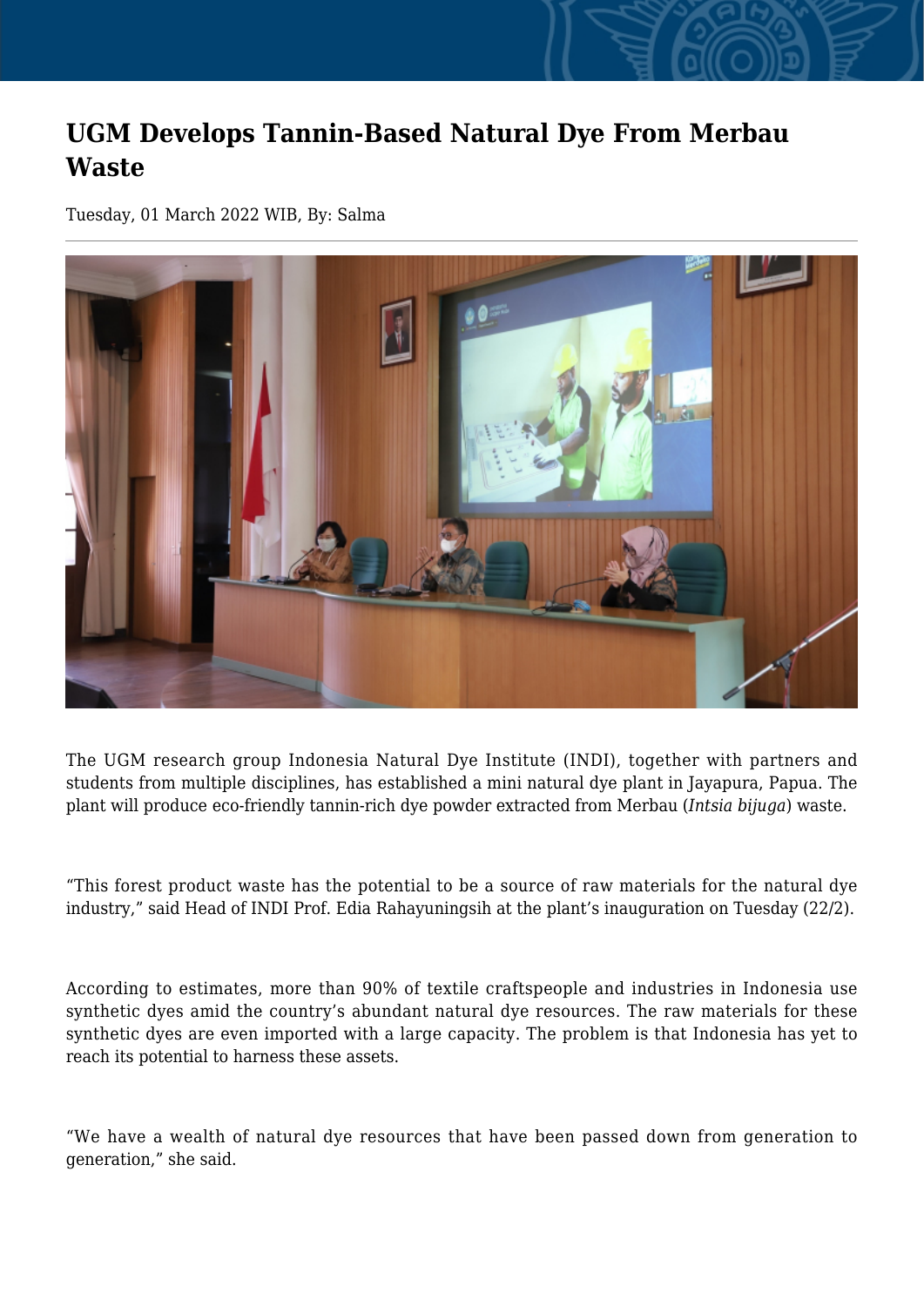# UGM Develops Tannin-Based Natural Dye From Merbau Waste

Tuesday, 01 March 2022 WIB, By: Salma

The UGM research group Indonesia Natural Dye Institute (INDI), together with partners and students from multiple disciplines, has established a mini natural dye plant in Jayapura, Papua. The plant will produce eco-friendly tannin-rich dye powder extracted from Merbau (*Intsia bijuga*) waste.

“This forest product waste has the potential to be a source of raw materials for the natural dye industry,” said Head of INDI Prof. Edia Rahayuningsih at the plant’s inauguration on Tuesday (22/2).

According to estimates, more than 90% of textile craftspeople and industries in Indonesia use synthetic dyes amid the country’s abundant natural dye resources. The raw materials for these synthetic dyes are even imported with a large capacity. The problem is that Indonesia has yet to reach its potential to harness these assets.

“We have a wealth of natural dye resources that have been passed down from generation to generation,” she said.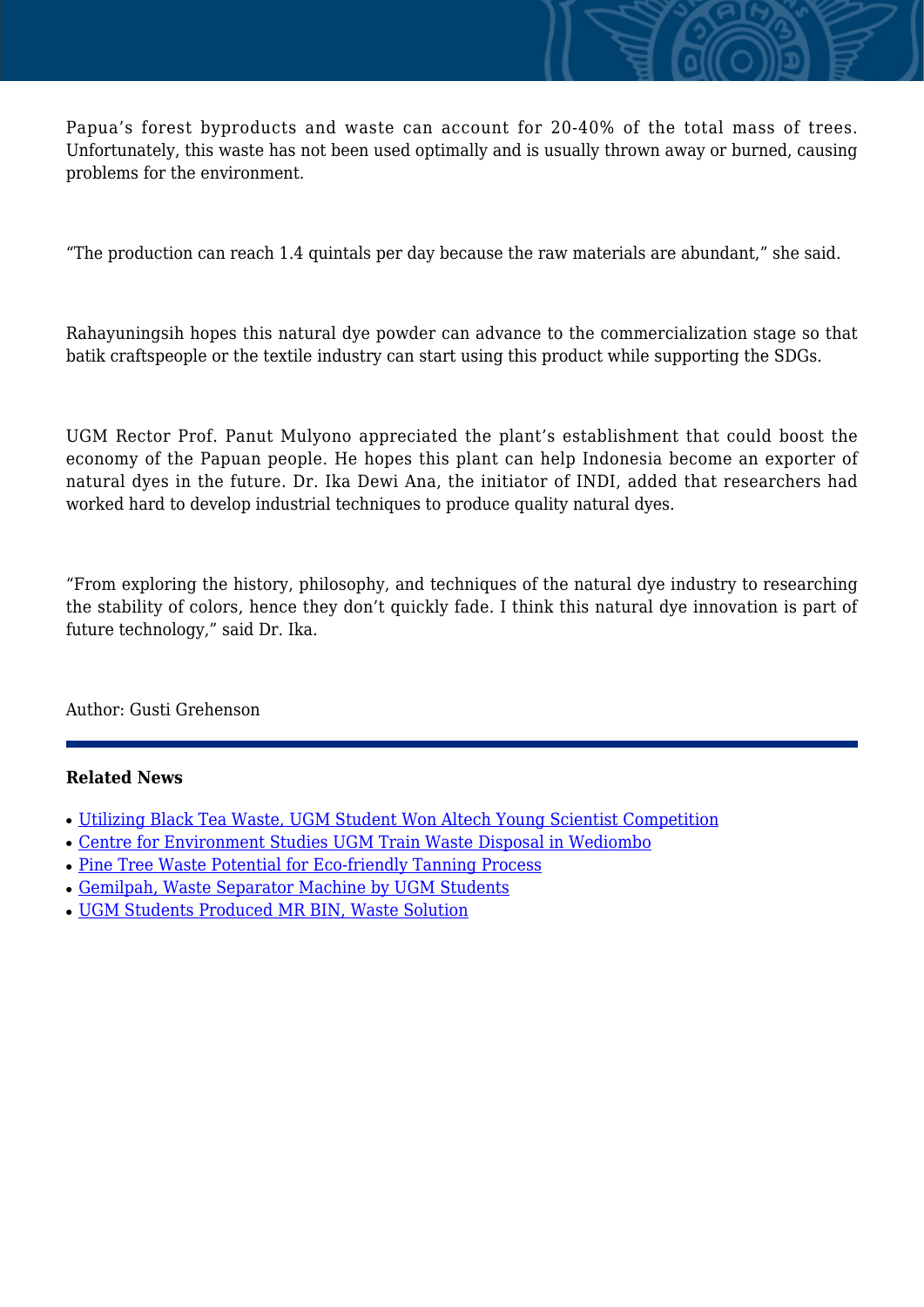Papua's forest byproducts and waste can account for 20-40% of the total mass of trees. Unfortunately, this waste has not been used optimally and is usually thrown away or burned, causing problems for the environment.

"The production can reach 1.4 quintals per day because the raw materials are abundant," she said.

Rahayuningsih hopes this natural dye powder can advance to the commercialization stage so that batik craftspeople or the textile industry can start using this product while supporting the SDGs.

UGM Rector Prof. Panut Mulyono appreciated the plant's establishment that could boost the economy of the Papuan people. He hopes this plant can help Indonesia become an exporter of natural dyes in the future. Dr. Ika Dewi Ana, the initiator of INDI, added that researchers had worked hard to develop industrial techniques to produce quality natural dyes.

"From exploring the history, philosophy, and techniques of the natural dye industry to researching the stability of colors, hence they don't quickly fade. I think this natural dye innovation is part of future technology," said Dr. Ika.

Author: Gusti Grehenson

---

**Related News**

- Utilizing Black Tea Waste, UGM Student Won Altech Young Scientist Competition
- Centre for Environment Studies UGM Train Waste Disposal in Wediombo
- Pine Tree Waste Potential for Eco-friendly Tanning Process
- Gemilpah, Waste Separator Machine by UGM Students
- UGM Students Produced MR BIN, Waste Solution